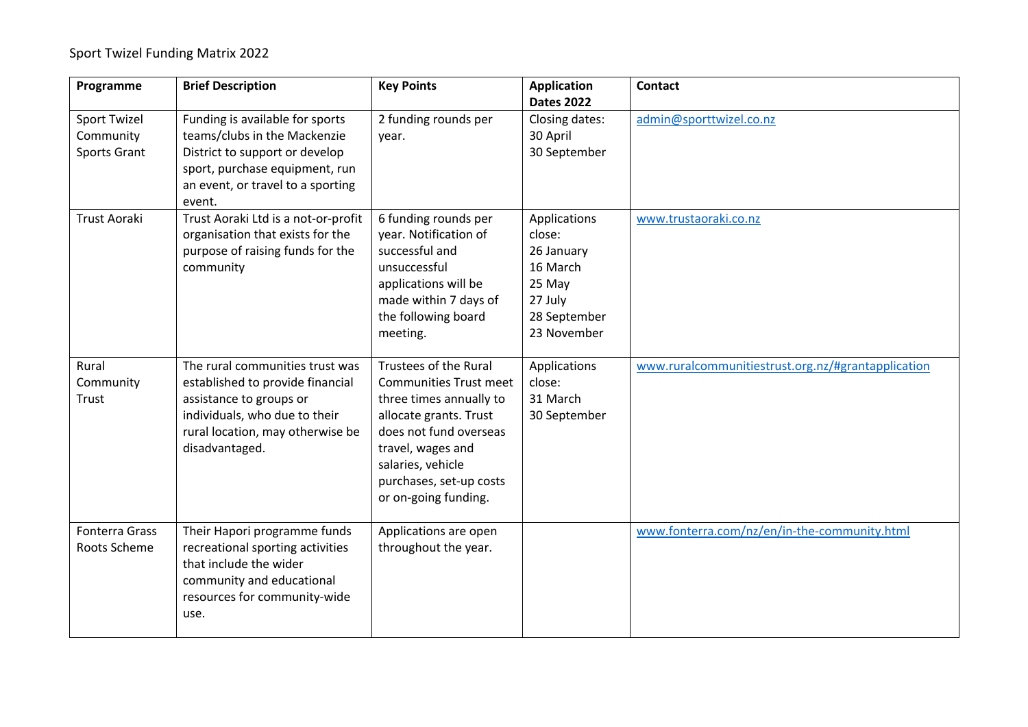Sport Twizel Funding Matrix 2022

| Programme | Brief Description | Key Points | Application Dates 2022 | Contact |
|---|---|---|---|---|
| Sport Twizel Community Sports Grant | Funding is available for sports teams/clubs in the Mackenzie District to support or develop sport, purchase equipment, run an event, or travel to a sporting event. | 2 funding rounds per year. | Closing dates:<br>30 April<br>30 September | admin@sporttwizel.co.nz |
| Trust Aoraki | Trust Aoraki Ltd is a not-or-profit organisation that exists for the purpose of raising funds for the community | 6 funding rounds per year. Notification of successful and unsuccessful applications will be made within 7 days of the following board meeting. | Applications close:<br>26 January<br>16 March<br>25 May<br>27 July<br>28 September<br>23 November | www.trustaoraki.co.nz |
| Rural Community Trust | The rural communities trust was established to provide financial assistance to groups or individuals, who due to their rural location, may otherwise be disadvantaged. | Trustees of the Rural Communities Trust meet three times annually to allocate grants. Trust does not fund overseas travel, wages and salaries, vehicle purchases, set-up costs or on-going funding. | Applications close:<br>31 March<br>30 September | www.ruralcommunitiestrust.org.nz/#grantapplication |
| Fonterra Grass Roots Scheme | Their Hapori programme funds recreational sporting activities that include the wider community and educational resources for community-wide use. | Applications are open throughout the year. | | www.fonterra.com/nz/en/in-the-community.html |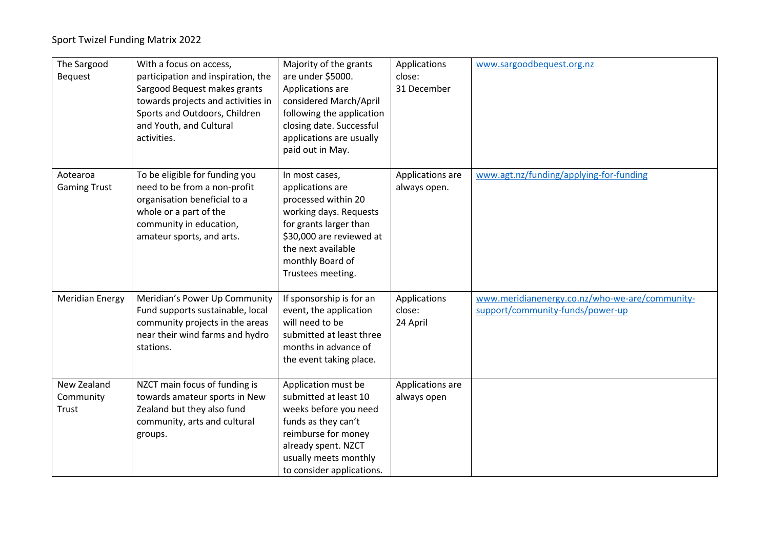| The Sargood Bequest | With a focus on access, participation and inspiration, the Sargood Bequest makes grants towards projects and activities in Sports and Outdoors, Children and Youth, and Cultural activities. | Majority of the grants are under $5000. Applications are considered March/April following the application closing date. Successful applications are usually paid out in May. | Applications close: 31 December | www.sargoodbequest.org.nz |
|---|---|---|---|---|
| Aotearoa Gaming Trust | To be eligible for funding you need to be from a non-profit organisation beneficial to a whole or a part of the community in education, amateur sports, and arts. | In most cases, applications are processed within 20 working days. Requests for grants larger than $30,000 are reviewed at the next available monthly Board of Trustees meeting. | Applications are always open. | www.agt.nz/funding/applying-for-funding |
| Meridian Energy | Meridian's Power Up Community Fund supports sustainable, local community projects in the areas near their wind farms and hydro stations. | If sponsorship is for an event, the application will need to be submitted at least three months in advance of the event taking place. | Applications close: 24 April | www.meridianenergy.co.nz/who-we-are/community-support/community-funds/power-up |
| New Zealand Community Trust | NZCT main focus of funding is towards amateur sports in New Zealand but they also fund community, arts and cultural groups. | Application must be submitted at least 10 weeks before you need funds as they can't reimburse for money already spent. NZCT usually meets monthly to consider applications. | Applications are always open | |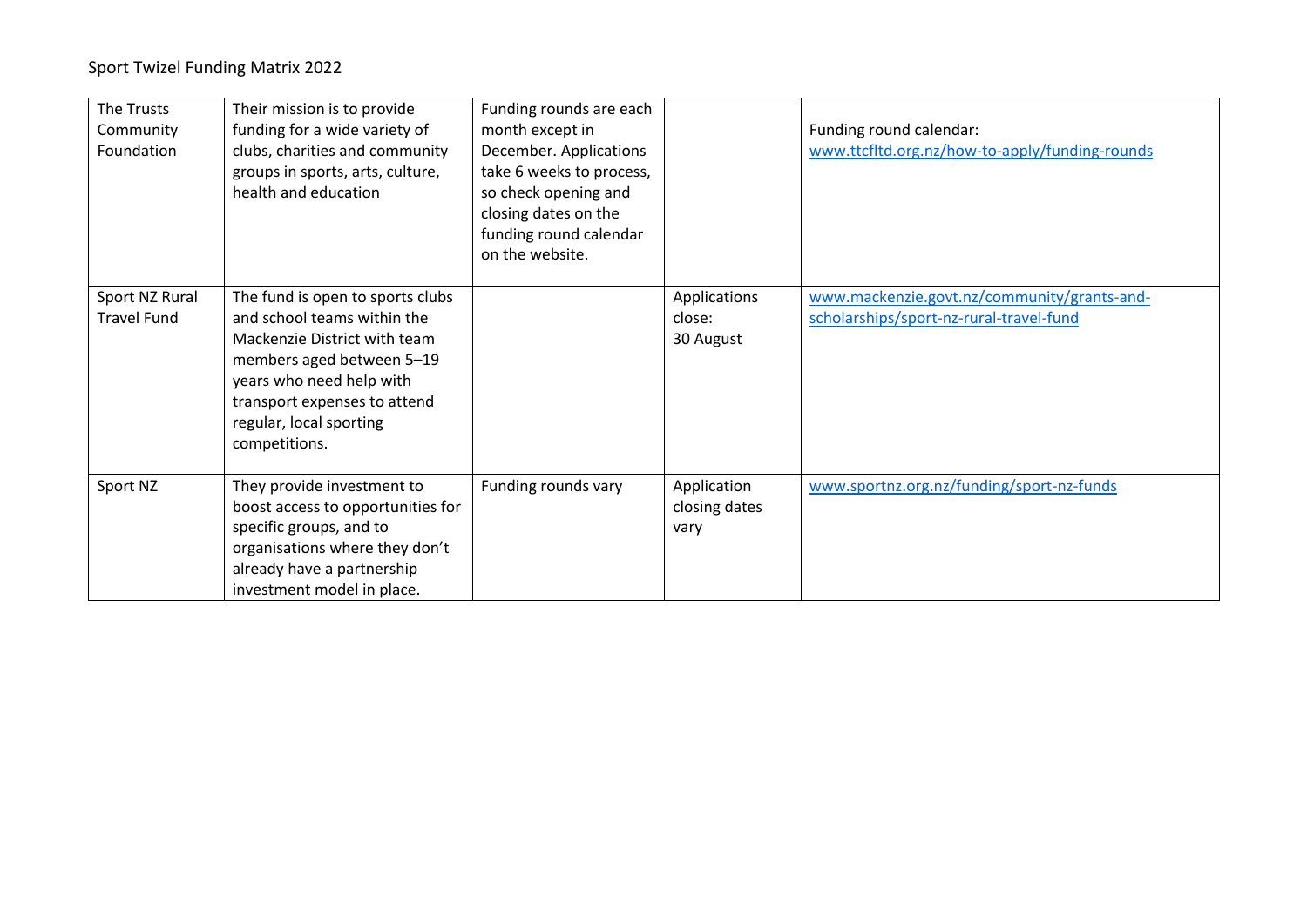Sport Twizel Funding Matrix 2022

| | | | | |
|---|---|---|---|---|
| The Trusts Community Foundation | Their mission is to provide funding for a wide variety of clubs, charities and community groups in sports, arts, culture, health and education | Funding rounds are each month except in December. Applications take 6 weeks to process, so check opening and closing dates on the funding round calendar on the website. | | Funding round calendar: www.ttcfltd.org.nz/how-to-apply/funding-rounds |
| Sport NZ Rural Travel Fund | The fund is open to sports clubs and school teams within the Mackenzie District with team members aged between 5–19 years who need help with transport expenses to attend regular, local sporting competitions. | | Applications close: 30 August | www.mackenzie.govt.nz/community/grants-and-scholarships/sport-nz-rural-travel-fund |
| Sport NZ | They provide investment to boost access to opportunities for specific groups, and to organisations where they don't already have a partnership investment model in place. | Funding rounds vary | Application closing dates vary | www.sportnz.org.nz/funding/sport-nz-funds |